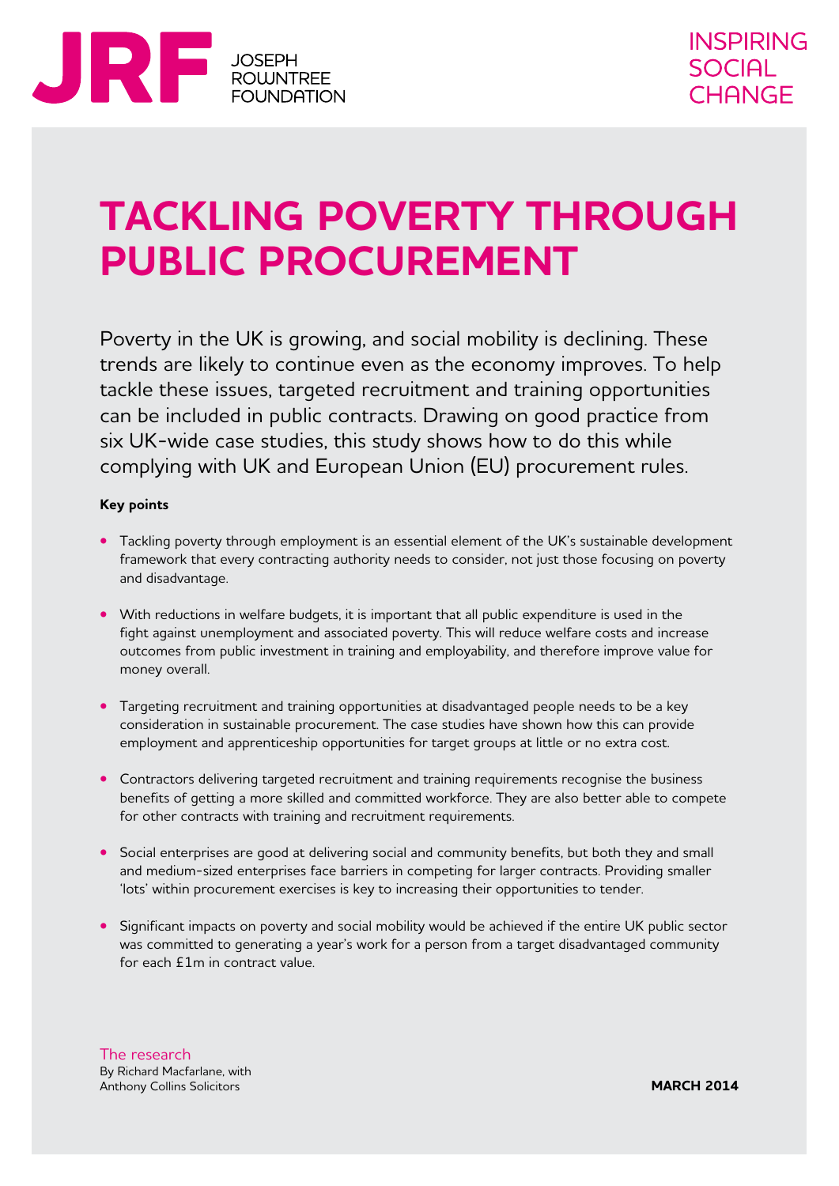JRF JOSEPH ROWNTREE FOUNDATION

INSPIRING SOCIAL CHANGE

# TACKLING POVERTY THROUGH PUBLIC PROCUREMENT

Poverty in the UK is growing, and social mobility is declining. These trends are likely to continue even as the economy improves. To help tackle these issues, targeted recruitment and training opportunities can be included in public contracts. Drawing on good practice from six UK-wide case studies, this study shows how to do this while complying with UK and European Union (EU) procurement rules.

**Key points**

- Tackling poverty through employment is an essential element of the UK's sustainable development framework that every contracting authority needs to consider, not just those focusing on poverty and disadvantage.
- With reductions in welfare budgets, it is important that all public expenditure is used in the fight against unemployment and associated poverty. This will reduce welfare costs and increase outcomes from public investment in training and employability, and therefore improve value for money overall.
- Targeting recruitment and training opportunities at disadvantaged people needs to be a key consideration in sustainable procurement. The case studies have shown how this can provide employment and apprenticeship opportunities for target groups at little or no extra cost.
- Contractors delivering targeted recruitment and training requirements recognise the business benefits of getting a more skilled and committed workforce. They are also better able to compete for other contracts with training and recruitment requirements.
- Social enterprises are good at delivering social and community benefits, but both they and small and medium-sized enterprises face barriers in competing for larger contracts. Providing smaller 'lots' within procurement exercises is key to increasing their opportunities to tender.
- Significant impacts on poverty and social mobility would be achieved if the entire UK public sector was committed to generating a year's work for a person from a target disadvantaged community for each £1m in contract value.

The research
By Richard Macfarlane, with Anthony Collins Solicitors

**MARCH 2014**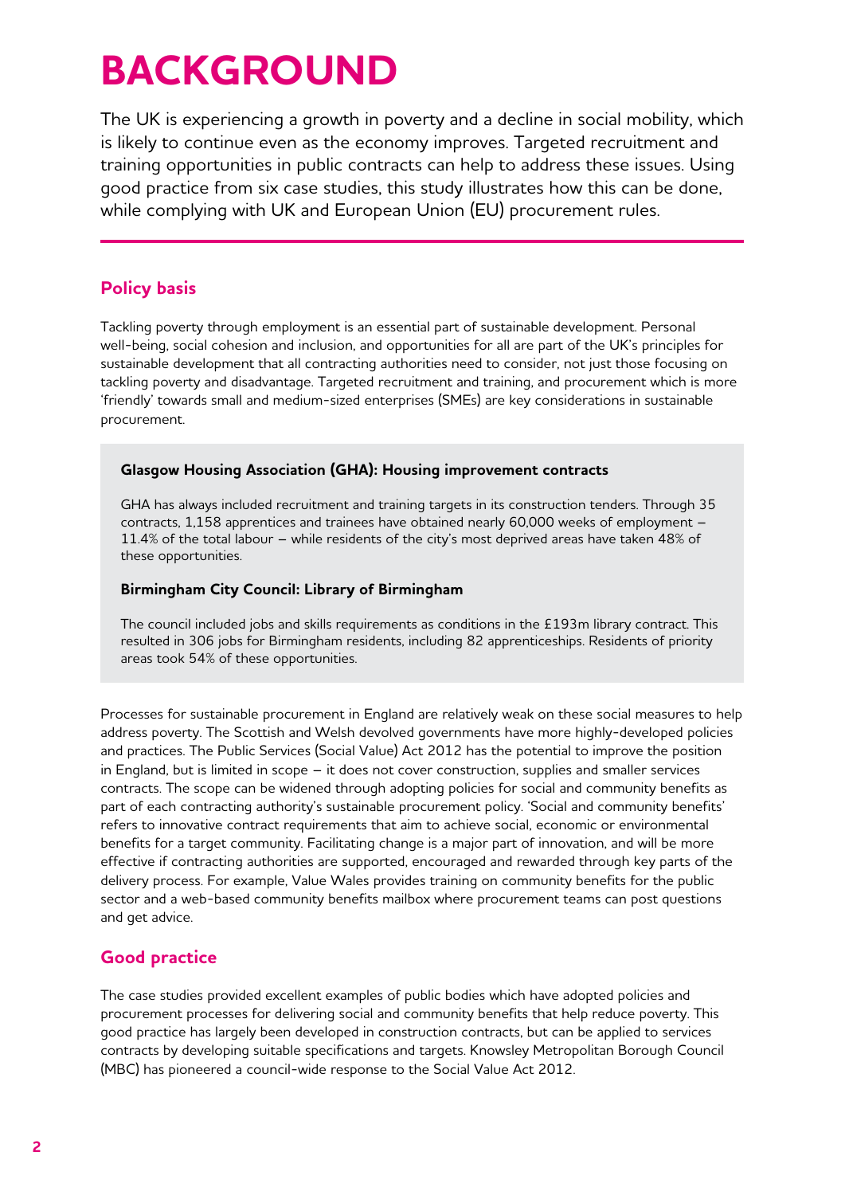# BACKGROUND

The UK is experiencing a growth in poverty and a decline in social mobility, which is likely to continue even as the economy improves. Targeted recruitment and training opportunities in public contracts can help to address these issues. Using good practice from six case studies, this study illustrates how this can be done, while complying with UK and European Union (EU) procurement rules.

## Policy basis

Tackling poverty through employment is an essential part of sustainable development. Personal well-being, social cohesion and inclusion, and opportunities for all are part of the UK's principles for sustainable development that all contracting authorities need to consider, not just those focusing on tackling poverty and disadvantage. Targeted recruitment and training, and procurement which is more 'friendly' towards small and medium-sized enterprises (SMEs) are key considerations in sustainable procurement.

**Glasgow Housing Association (GHA): Housing improvement contracts**

GHA has always included recruitment and training targets in its construction tenders. Through 35 contracts, 1,158 apprentices and trainees have obtained nearly 60,000 weeks of employment – 11.4% of the total labour – while residents of the city's most deprived areas have taken 48% of these opportunities.

**Birmingham City Council: Library of Birmingham**

The council included jobs and skills requirements as conditions in the £193m library contract. This resulted in 306 jobs for Birmingham residents, including 82 apprenticeships. Residents of priority areas took 54% of these opportunities.

Processes for sustainable procurement in England are relatively weak on these social measures to help address poverty. The Scottish and Welsh devolved governments have more highly-developed policies and practices. The Public Services (Social Value) Act 2012 has the potential to improve the position in England, but is limited in scope – it does not cover construction, supplies and smaller services contracts. The scope can be widened through adopting policies for social and community benefits as part of each contracting authority's sustainable procurement policy. 'Social and community benefits' refers to innovative contract requirements that aim to achieve social, economic or environmental benefits for a target community. Facilitating change is a major part of innovation, and will be more effective if contracting authorities are supported, encouraged and rewarded through key parts of the delivery process. For example, Value Wales provides training on community benefits for the public sector and a web-based community benefits mailbox where procurement teams can post questions and get advice.

## Good practice

The case studies provided excellent examples of public bodies which have adopted policies and procurement processes for delivering social and community benefits that help reduce poverty. This good practice has largely been developed in construction contracts, but can be applied to services contracts by developing suitable specifications and targets. Knowsley Metropolitan Borough Council (MBC) has pioneered a council-wide response to the Social Value Act 2012.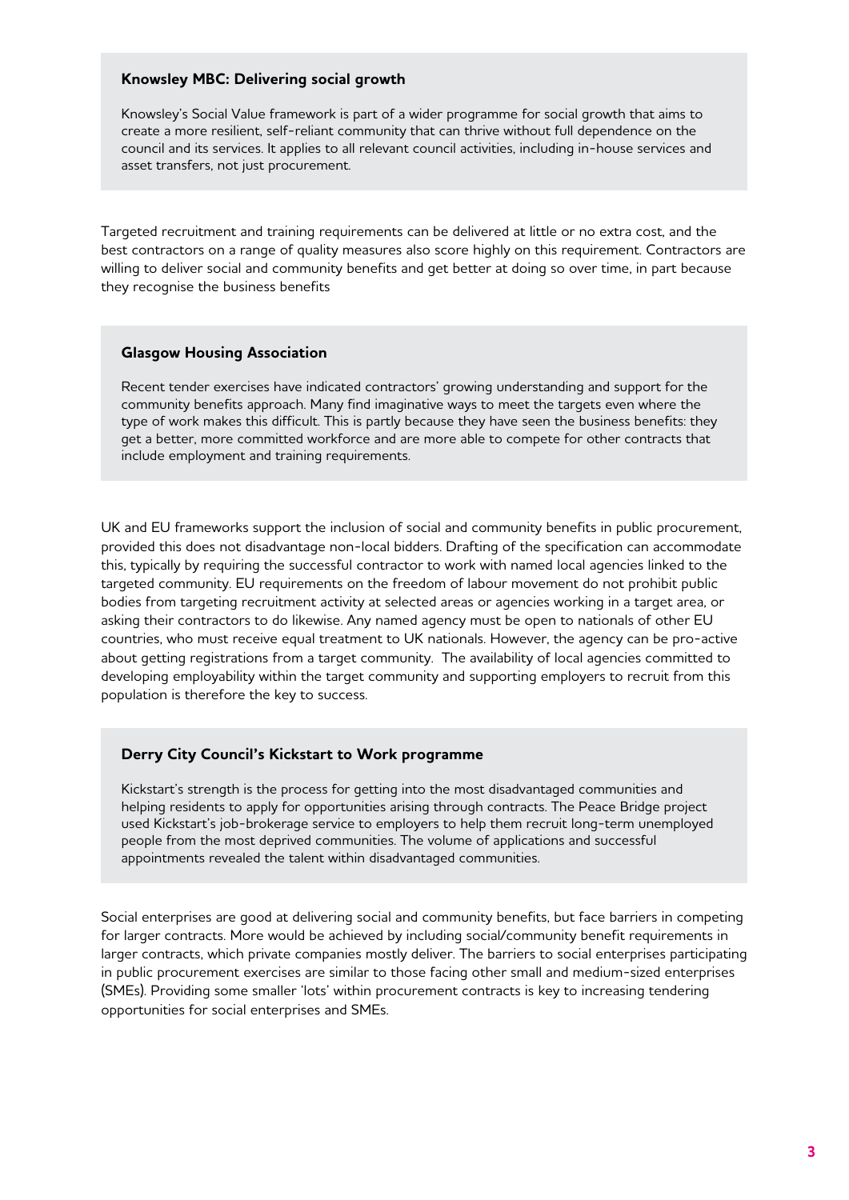**Knowsley MBC: Delivering social growth**

Knowsley's Social Value framework is part of a wider programme for social growth that aims to create a more resilient, self-reliant community that can thrive without full dependence on the council and its services. It applies to all relevant council activities, including in-house services and asset transfers, not just procurement.

Targeted recruitment and training requirements can be delivered at little or no extra cost, and the best contractors on a range of quality measures also score highly on this requirement. Contractors are willing to deliver social and community benefits and get better at doing so over time, in part because they recognise the business benefits

**Glasgow Housing Association**

Recent tender exercises have indicated contractors' growing understanding and support for the community benefits approach. Many find imaginative ways to meet the targets even where the type of work makes this difficult. This is partly because they have seen the business benefits: they get a better, more committed workforce and are more able to compete for other contracts that include employment and training requirements.

UK and EU frameworks support the inclusion of social and community benefits in public procurement, provided this does not disadvantage non-local bidders. Drafting of the specification can accommodate this, typically by requiring the successful contractor to work with named local agencies linked to the targeted community. EU requirements on the freedom of labour movement do not prohibit public bodies from targeting recruitment activity at selected areas or agencies working in a target area, or asking their contractors to do likewise. Any named agency must be open to nationals of other EU countries, who must receive equal treatment to UK nationals. However, the agency can be pro-active about getting registrations from a target community. The availability of local agencies committed to developing employability within the target community and supporting employers to recruit from this population is therefore the key to success.

**Derry City Council's Kickstart to Work programme**

Kickstart's strength is the process for getting into the most disadvantaged communities and helping residents to apply for opportunities arising through contracts. The Peace Bridge project used Kickstart's job-brokerage service to employers to help them recruit long-term unemployed people from the most deprived communities. The volume of applications and successful appointments revealed the talent within disadvantaged communities.

Social enterprises are good at delivering social and community benefits, but face barriers in competing for larger contracts. More would be achieved by including social/community benefit requirements in larger contracts, which private companies mostly deliver. The barriers to social enterprises participating in public procurement exercises are similar to those facing other small and medium-sized enterprises (SMEs). Providing some smaller 'lots' within procurement contracts is key to increasing tendering opportunities for social enterprises and SMEs.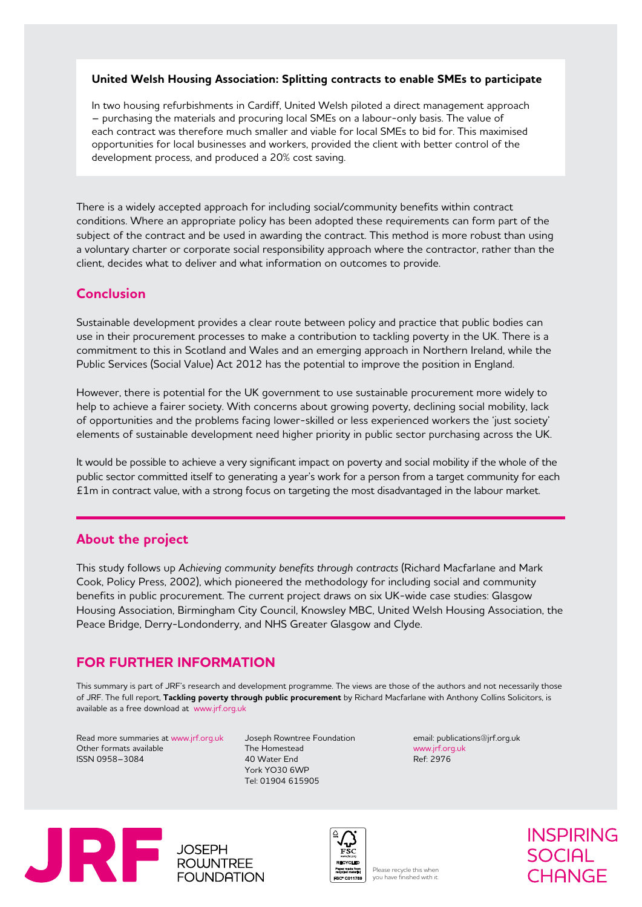**United Welsh Housing Association: Splitting contracts to enable SMEs to participate**

In two housing refurbishments in Cardiff, United Welsh piloted a direct management approach – purchasing the materials and procuring local SMEs on a labour-only basis. The value of each contract was therefore much smaller and viable for local SMEs to bid for. This maximised opportunities for local businesses and workers, provided the client with better control of the development process, and produced a 20% cost saving.

There is a widely accepted approach for including social/community benefits within contract conditions. Where an appropriate policy has been adopted these requirements can form part of the subject of the contract and be used in awarding the contract. This method is more robust than using a voluntary charter or corporate social responsibility approach where the contractor, rather than the client, decides what to deliver and what information on outcomes to provide.

## Conclusion

Sustainable development provides a clear route between policy and practice that public bodies can use in their procurement processes to make a contribution to tackling poverty in the UK. There is a commitment to this in Scotland and Wales and an emerging approach in Northern Ireland, while the Public Services (Social Value) Act 2012 has the potential to improve the position in England.

However, there is potential for the UK government to use sustainable procurement more widely to help to achieve a fairer society. With concerns about growing poverty, declining social mobility, lack of opportunities and the problems facing lower-skilled or less experienced workers the 'just society' elements of sustainable development need higher priority in public sector purchasing across the UK.

It would be possible to achieve a very significant impact on poverty and social mobility if the whole of the public sector committed itself to generating a year's work for a person from a target community for each £1m in contract value, with a strong focus on targeting the most disadvantaged in the labour market.

## About the project

This study follows up *Achieving community benefits through contracts* (Richard Macfarlane and Mark Cook, Policy Press, 2002), which pioneered the methodology for including social and community benefits in public procurement. The current project draws on six UK-wide case studies: Glasgow Housing Association, Birmingham City Council, Knowsley MBC, United Welsh Housing Association, the Peace Bridge, Derry-Londonderry, and NHS Greater Glasgow and Clyde.

## FOR FURTHER INFORMATION

This summary is part of JRF's research and development programme. The views are those of the authors and not necessarily those of JRF. The full report, **Tackling poverty through public procurement** by Richard Macfarlane with Anthony Collins Solicitors, is available as a free download at www.jrf.org.uk

Read more summaries at www.jrf.org.uk
Other formats available
ISSN 0958–3084

Joseph Rowntree Foundation
The Homestead
40 Water End
York YO30 6WP
Tel: 01904 615905

email: publications@jrf.org.uk
www.jrf.org.uk
Ref: 2976

JRF JOSEPH ROWNTREE FOUNDATION

Please recycle this when you have finished with it.

INSPIRING SOCIAL CHANGE